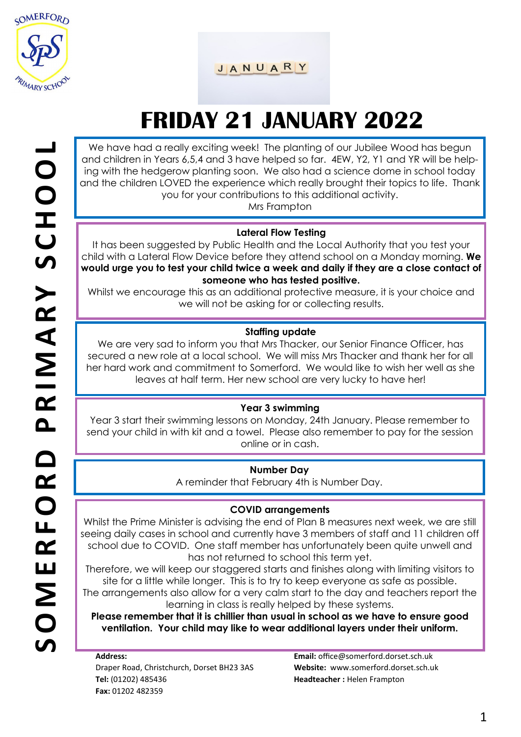# FRIDAY 21 JANUARY 2022

We have had a really exciting week! The planting of our Jubilee Wood has begun and children in Years 6,5,4 and 3 have helped so far. 4EW, Y2, Y1 and YR will be helping with the hedgerow planting soon. We also had a science dome in school today and the children LOVED the experience which really brought their topics to life. Thank you for your contributions to this additional activity.

Mrs Frampton

### Lateral Flow Testing

It has been suggested by Public Health and the Local Authority that you test your child with a Lateral Flow Device before they attend school on a Monday morning. **We would urge you to test your child twice a week and daily if they are a close contact of someone who has tested positive.**

Whilst we encourage this as an additional protective measure, it is your choice and we will not be asking for or collecting results.

### Staffing update

We are very sad to inform you that Mrs Thacker, our Senior Finance Officer, has secured a new role at a local school. We will miss Mrs Thacker and thank her for all her hard work and commitment to Somerford. We would like to wish her well as she leaves at half term. Her new school are very lucky to have her!

### Year 3 swimming

Year 3 start their swimming lessons on Monday, 24th January. Please remember to send your child in with kit and a towel. Please also remember to pay for the session online or in cash.

### Number Day

A reminder that February 4th is Number Day.

### COVID arrangements

Whilst the Prime Minister is advising the end of Plan B measures next week, we are still seeing daily cases in school and currently have 3 members of staff and 11 children off school due to COVID. One staff member has unfortunately been quite unwell and has not returned to school this term yet.

Therefore, we will keep our staggered starts and finishes along with limiting visitors to site for a little while longer. This is to try to keep everyone as safe as possible.

The arrangements also allow for a very calm start to the day and teachers report the learning in class is really helped by these systems.

**Please remember that it is chillier than usual in school as we have to ensure good ventilation. Your child may like to wear additional layers under their uniform.**

**Address:**
Draper Road, Christchurch, Dorset BH23 3AS
**Tel:** (01202) 485436
**Fax:** 01202 482359

**Email:** office@somerford.dorset.sch.uk
**Website:** www.somerford.dorset.sch.uk
**Headteacher :** Helen Frampton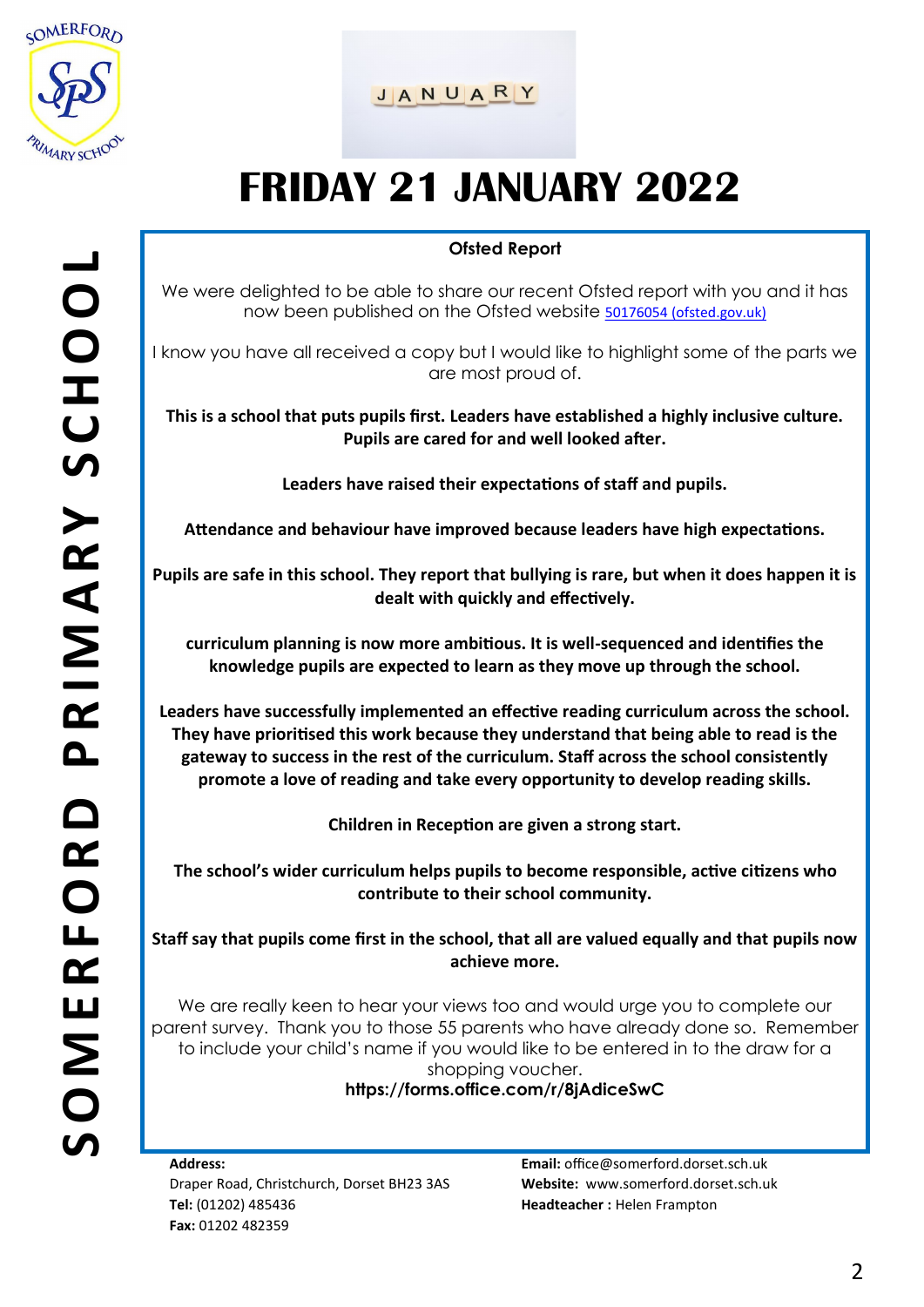# FRIDAY 21 JANUARY 2022

SOMERFORD PRIMARY SCHOOL

**Ofsted Report**

We were delighted to be able to share our recent Ofsted report with you and it has now been published on the Ofsted website 50176054 (ofsted.gov.uk)

I know you have all received a copy but I would like to highlight some of the parts we are most proud of.

**This is a school that puts pupils first. Leaders have established a highly inclusive culture. Pupils are cared for and well looked after.**

**Leaders have raised their expectations of staff and pupils.**

**Attendance and behaviour have improved because leaders have high expectations.**

**Pupils are safe in this school. They report that bullying is rare, but when it does happen it is dealt with quickly and effectively.**

**curriculum planning is now more ambitious. It is well-sequenced and identifies the knowledge pupils are expected to learn as they move up through the school.**

**Leaders have successfully implemented an effective reading curriculum across the school. They have prioritised this work because they understand that being able to read is the gateway to success in the rest of the curriculum. Staff across the school consistently promote a love of reading and take every opportunity to develop reading skills.**

**Children in Reception are given a strong start.**

**The school's wider curriculum helps pupils to become responsible, active citizens who contribute to their school community.**

**Staff say that pupils come first in the school, that all are valued equally and that pupils now achieve more.**

We are really keen to hear your views too and would urge you to complete our parent survey. Thank you to those 55 parents who have already done so. Remember to include your child's name if you would like to be entered in to the draw for a shopping voucher.

**https://forms.office.com/r/8jAdiceSwC**

**Address:**
Draper Road, Christchurch, Dorset BH23 3AS
**Tel:** (01202) 485436
**Fax:** 01202 482359

**Email:** office@somerford.dorset.sch.uk
**Website:** www.somerford.dorset.sch.uk
**Headteacher :** Helen Frampton